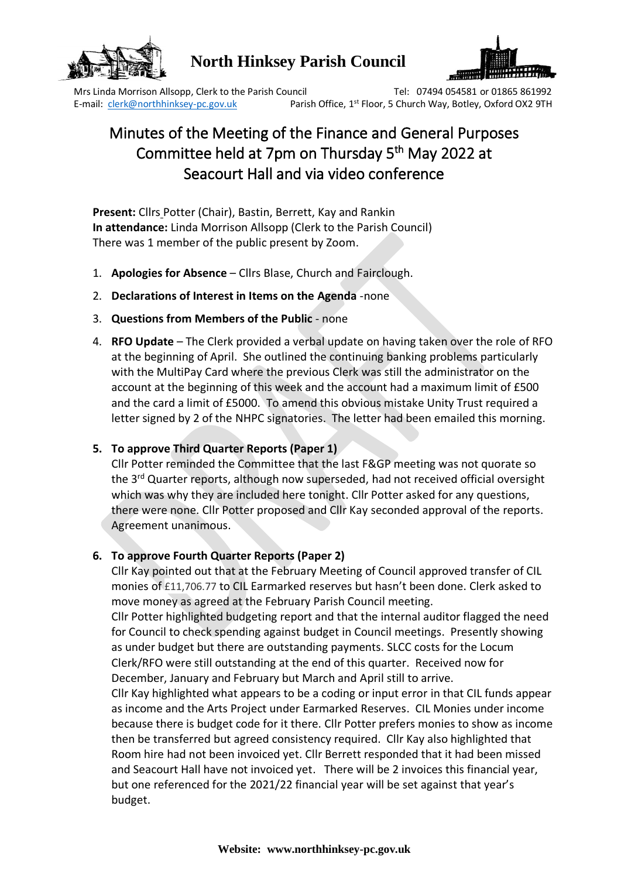# North Hinksey Parish Council

Mrs Linda Morrison Allsopp, Clerk to the Parish Council Tel: 07494 054581 or 01865 861992
E-mail: clerk@northhinksey-pc.gov.uk Parish Office, 1st Floor, 5 Church Way, Botley, Oxford OX2 9TH

## Minutes of the Meeting of the Finance and General Purposes Committee held at 7pm on Thursday 5th May 2022 at Seacourt Hall and via video conference

**Present:** Cllrs Potter (Chair), Bastin, Berrett, Kay and Rankin
**In attendance:** Linda Morrison Allsopp (Clerk to the Parish Council)
There was 1 member of the public present by Zoom.

1. **Apologies for Absence** – Cllrs Blase, Church and Fairclough.
2. **Declarations of Interest in Items on the Agenda** -none
3. **Questions from Members of the Public** - none
4. **RFO Update** – The Clerk provided a verbal update on having taken over the role of RFO at the beginning of April. She outlined the continuing banking problems particularly with the MultiPay Card where the previous Clerk was still the administrator on the account at the beginning of this week and the account had a maximum limit of £500 and the card a limit of £5000. To amend this obvious mistake Unity Trust required a letter signed by 2 of the NHPC signatories. The letter had been emailed this morning.

5. **To approve Third Quarter Reports (Paper 1)**
   Cllr Potter reminded the Committee that the last F&GP meeting was not quorate so the 3rd Quarter reports, although now superseded, had not received official oversight which was why they are included here tonight. Cllr Potter asked for any questions, there were none. Cllr Potter proposed and Cllr Kay seconded approval of the reports. Agreement unanimous.

6. **To approve Fourth Quarter Reports (Paper 2)**
   Cllr Kay pointed out that at the February Meeting of Council approved transfer of CIL monies of £11,706.77 to CIL Earmarked reserves but hasn't been done. Clerk asked to move money as agreed at the February Parish Council meeting.
   Cllr Potter highlighted budgeting report and that the internal auditor flagged the need for Council to check spending against budget in Council meetings. Presently showing as under budget but there are outstanding payments. SLCC costs for the Locum Clerk/RFO were still outstanding at the end of this quarter. Received now for December, January and February but March and April still to arrive.
   Cllr Kay highlighted what appears to be a coding or input error in that CIL funds appear as income and the Arts Project under Earmarked Reserves. CIL Monies under income because there is budget code for it there. Cllr Potter prefers monies to show as income then be transferred but agreed consistency required. Cllr Kay also highlighted that Room hire had not been invoiced yet. Cllr Berrett responded that it had been missed and Seacourt Hall have not invoiced yet. There will be 2 invoices this financial year, but one referenced for the 2021/22 financial year will be set against that year's budget.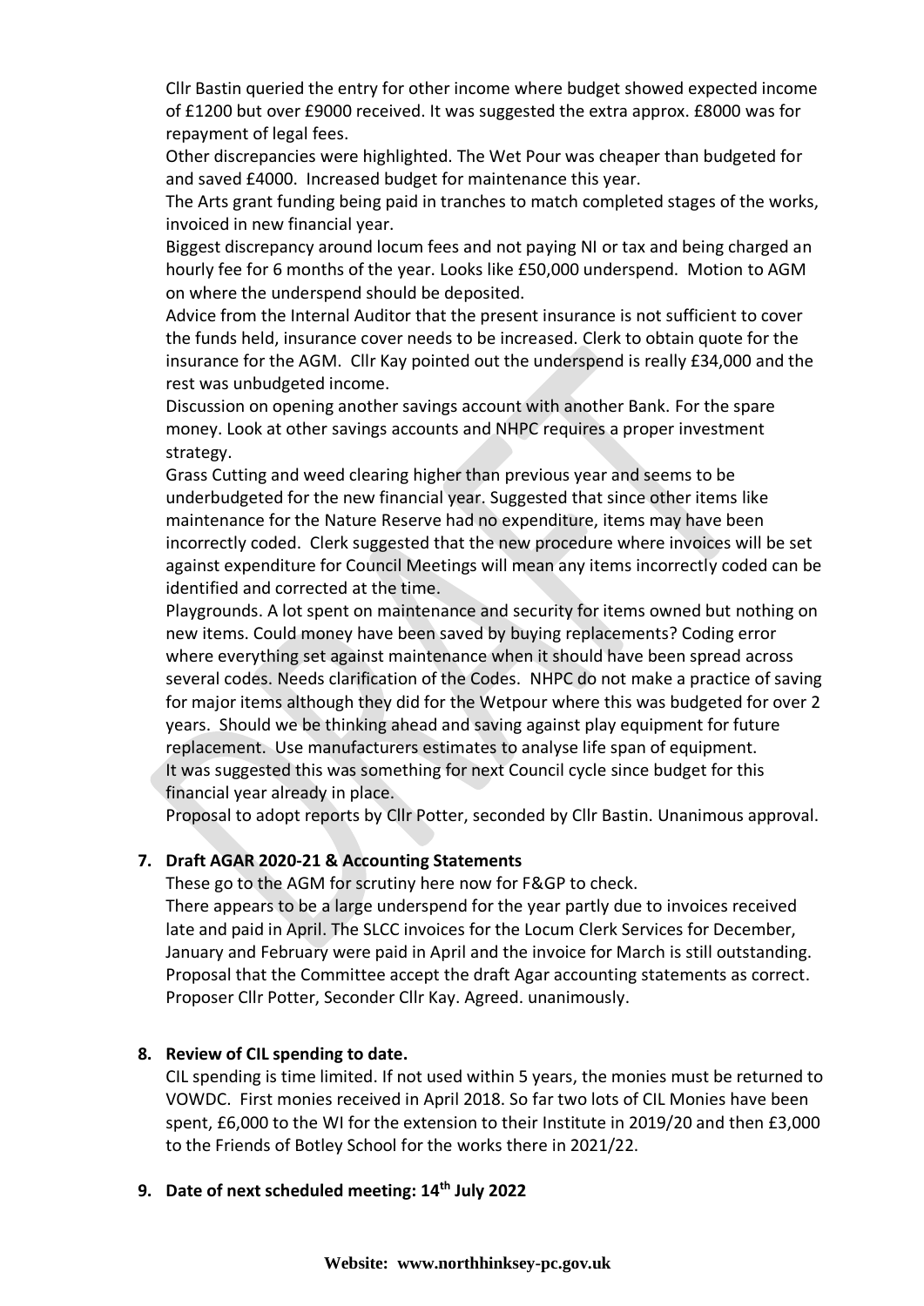Cllr Bastin queried the entry for other income where budget showed expected income of £1200 but over £9000 received. It was suggested the extra approx. £8000 was for repayment of legal fees.

Other discrepancies were highlighted. The Wet Pour was cheaper than budgeted for and saved £4000. Increased budget for maintenance this year.

The Arts grant funding being paid in tranches to match completed stages of the works, invoiced in new financial year.

Biggest discrepancy around locum fees and not paying NI or tax and being charged an hourly fee for 6 months of the year. Looks like £50,000 underspend. Motion to AGM on where the underspend should be deposited.

Advice from the Internal Auditor that the present insurance is not sufficient to cover the funds held, insurance cover needs to be increased. Clerk to obtain quote for the insurance for the AGM. Cllr Kay pointed out the underspend is really £34,000 and the rest was unbudgeted income.

Discussion on opening another savings account with another Bank. For the spare money. Look at other savings accounts and NHPC requires a proper investment strategy.

Grass Cutting and weed clearing higher than previous year and seems to be underbudgeted for the new financial year. Suggested that since other items like maintenance for the Nature Reserve had no expenditure, items may have been incorrectly coded. Clerk suggested that the new procedure where invoices will be set against expenditure for Council Meetings will mean any items incorrectly coded can be identified and corrected at the time.

Playgrounds. A lot spent on maintenance and security for items owned but nothing on new items. Could money have been saved by buying replacements? Coding error where everything set against maintenance when it should have been spread across several codes. Needs clarification of the Codes. NHPC do not make a practice of saving for major items although they did for the Wetpour where this was budgeted for over 2 years. Should we be thinking ahead and saving against play equipment for future replacement. Use manufacturers estimates to analyse life span of equipment.

It was suggested this was something for next Council cycle since budget for this financial year already in place.

Proposal to adopt reports by Cllr Potter, seconded by Cllr Bastin. Unanimous approval.

**7. Draft AGAR 2020-21 & Accounting Statements**

These go to the AGM for scrutiny here now for F&GP to check.

There appears to be a large underspend for the year partly due to invoices received late and paid in April. The SLCC invoices for the Locum Clerk Services for December, January and February were paid in April and the invoice for March is still outstanding.

Proposal that the Committee accept the draft Agar accounting statements as correct. Proposer Cllr Potter, Seconder Cllr Kay. Agreed. unanimously.

**8. Review of CIL spending to date.**

CIL spending is time limited. If not used within 5 years, the monies must be returned to VOWDC. First monies received in April 2018. So far two lots of CIL Monies have been spent, £6,000 to the WI for the extension to their Institute in 2019/20 and then £3,000 to the Friends of Botley School for the works there in 2021/22.

**9. Date of next scheduled meeting: 14th July 2022**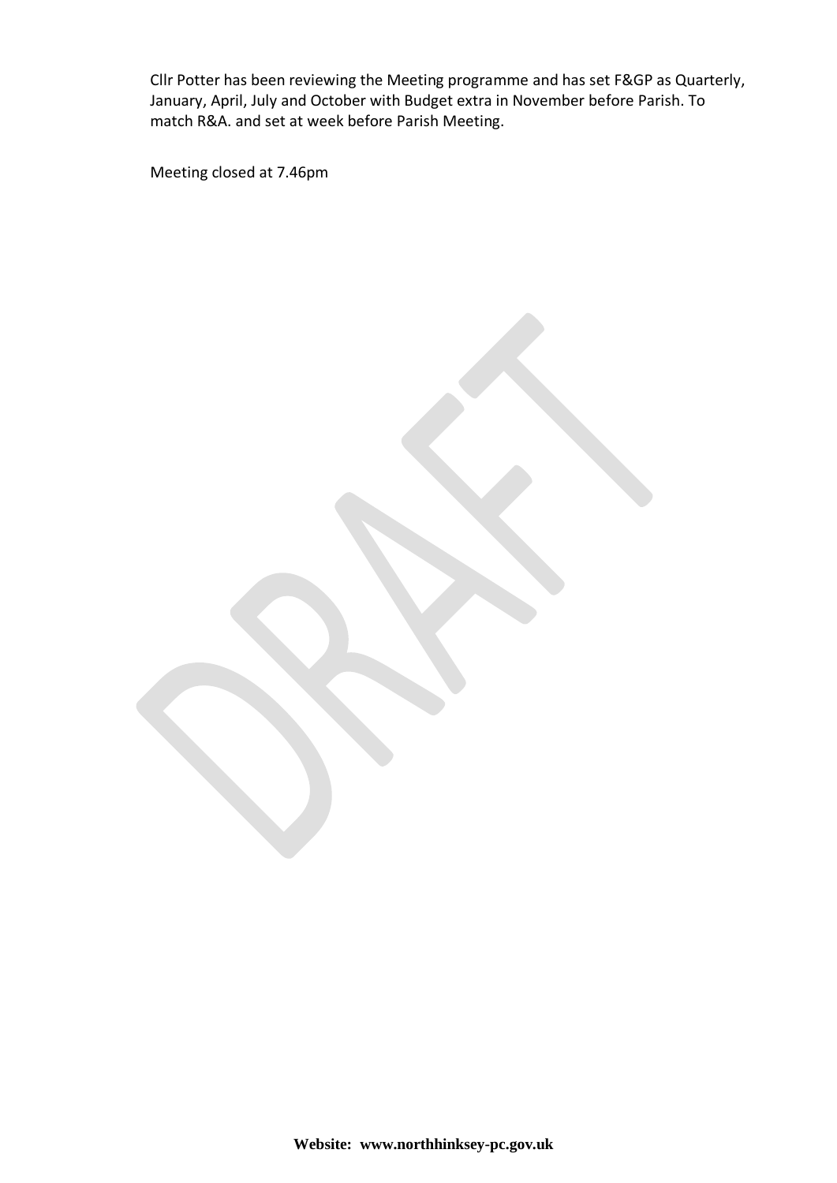Cllr Potter has been reviewing the Meeting programme and has set F&GP as Quarterly, January, April, July and October with Budget extra in November before Parish. To match R&A. and set at week before Parish Meeting.

Meeting closed at 7.46pm

DRAFT